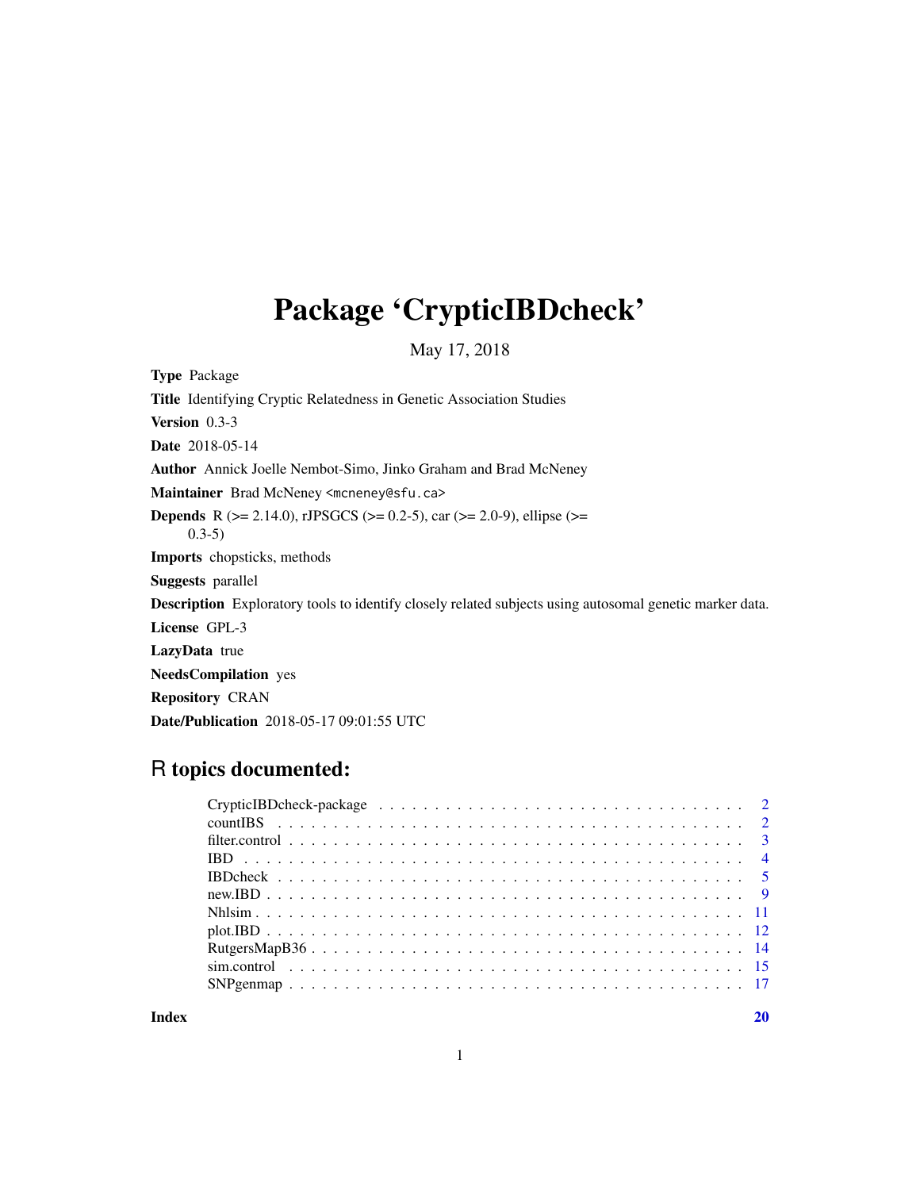# Package 'CrypticIBDcheck'

May 17, 2018

**Type** Package

**Title** Identifying Cryptic Relatedness in Genetic Association Studies

**Version** 0.3-3

**Date** 2018-05-14

**Author** Annick Joelle Nembot-Simo, Jinko Graham and Brad McNeney

**Maintainer** Brad McNeney <mcneney@sfu.ca>

**Depends** R (>= 2.14.0), rJPSGCS (>= 0.2-5), car (>= 2.0-9), ellipse (>= 0.3-5)

**Imports** chopsticks, methods

**Suggests** parallel

**Description** Exploratory tools to identify closely related subjects using autosomal genetic marker data.

**License** GPL-3

**LazyData** true

**NeedsCompilation** yes

**Repository** CRAN

**Date/Publication** 2018-05-17 09:01:55 UTC

## R topics documented:

| | |
|---|---|
| CrypticIBDcheck-package | 2 |
| countIBS | 2 |
| filter.control | 3 |
| IBD | 4 |
| IBDcheck | 5 |
| new.IBD | 9 |
| Nhlsim | 11 |
| plot.IBD | 12 |
| RutgersMapB36 | 14 |
| sim.control | 15 |
| SNPgenmap | 17 |
| **Index** | **20** |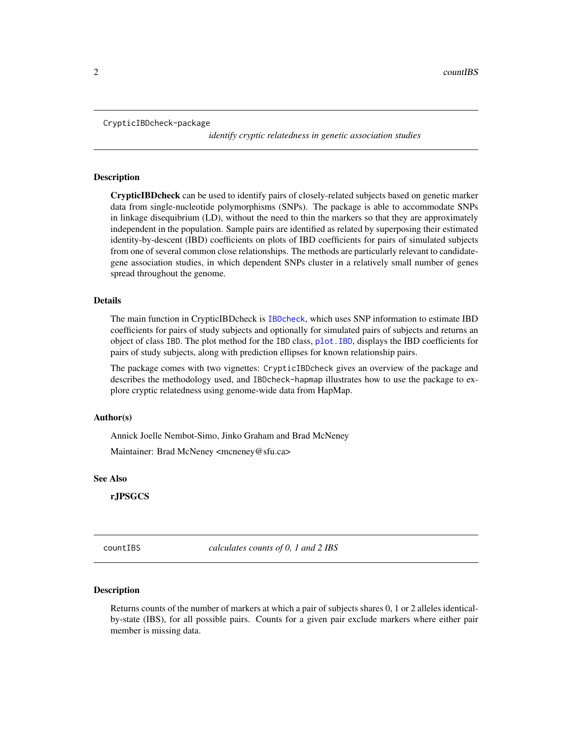## CrypticIBDcheck-package — *identify cryptic relatedness in genetic association studies*

### Description

**CrypticIBDcheck** can be used to identify pairs of closely-related subjects based on genetic marker data from single-nucleotide polymorphisms (SNPs). The package is able to accommodate SNPs in linkage disequibrium (LD), without the need to thin the markers so that they are approximately independent in the population. Sample pairs are identified as related by superposing their estimated identity-by-descent (IBD) coefficients on plots of IBD coefficients for pairs of simulated subjects from one of several common close relationships. The methods are particularly relevant to candidate-gene association studies, in which dependent SNPs cluster in a relatively small number of genes spread throughout the genome.

### Details

The main function in CrypticIBDcheck is `IBDcheck`, which uses SNP information to estimate IBD coefficients for pairs of study subjects and optionally for simulated pairs of subjects and returns an object of class `IBD`. The plot method for the `IBD` class, `plot.IBD`, displays the IBD coefficients for pairs of study subjects, along with prediction ellipses for known relationship pairs.

The package comes with two vignettes: `CrypticIBDcheck` gives an overview of the package and describes the methodology used, and `IBDcheck-hapmap` illustrates how to use the package to explore cryptic relatedness using genome-wide data from HapMap.

### Author(s)

Annick Joelle Nembot-Simo, Jinko Graham and Brad McNeney

Maintainer: Brad McNeney <mcneney@sfu.ca>

### See Also

**rJPSGCS**

## countIBS — *calculates counts of 0, 1 and 2 IBS*

### Description

Returns counts of the number of markers at which a pair of subjects shares 0, 1 or 2 alleles identical-by-state (IBS), for all possible pairs. Counts for a given pair exclude markers where either pair member is missing data.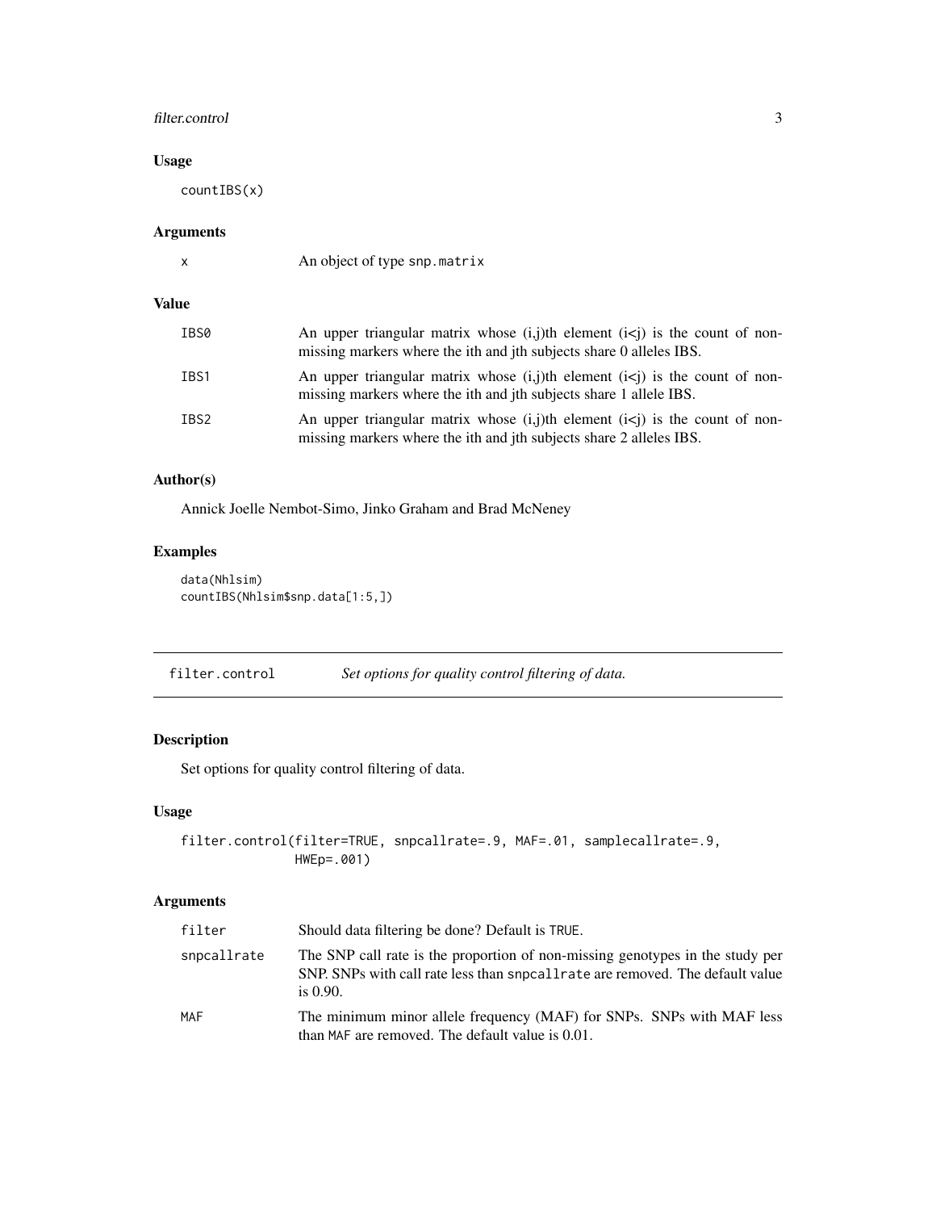### Usage

```
countIBS(x)
```

### Arguments

| | |
|---|---|
| x | An object of type snp.matrix |

### Value

| | |
|---|---|
| IBS0 | An upper triangular matrix whose (i,j)th element (i<j) is the count of non-missing markers where the ith and jth subjects share 0 alleles IBS. |
| IBS1 | An upper triangular matrix whose (i,j)th element (i<j) is the count of non-missing markers where the ith and jth subjects share 1 allele IBS. |
| IBS2 | An upper triangular matrix whose (i,j)th element (i<j) is the count of non-missing markers where the ith and jth subjects share 2 alleles IBS. |

### Author(s)

Annick Joelle Nembot-Simo, Jinko Graham and Brad McNeney

### Examples

```
data(Nhlsim)
countIBS(Nhlsim$snp.data[1:5,])
```

## filter.control — *Set options for quality control filtering of data.*

### Description

Set options for quality control filtering of data.

### Usage

```
filter.control(filter=TRUE, snpcallrate=.9, MAF=.01, samplecallrate=.9,
               HWEp=.001)
```

### Arguments

| | |
|---|---|
| filter | Should data filtering be done? Default is TRUE. |
| snpcallrate | The SNP call rate is the proportion of non-missing genotypes in the study per SNP. SNPs with call rate less than snpcallrate are removed. The default value is 0.90. |
| MAF | The minimum minor allele frequency (MAF) for SNPs. SNPs with MAF less than MAF are removed. The default value is 0.01. |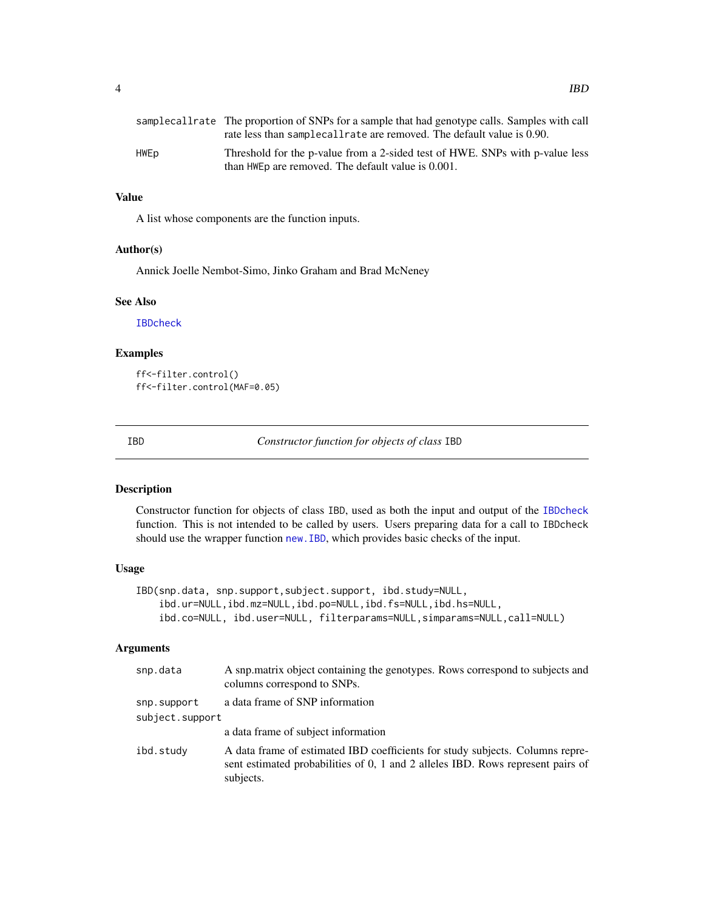| | |
|---|---|
| `samplecallrate` | The proportion of SNPs for a sample that had genotype calls. Samples with call rate less than `samplecallrate` are removed. The default value is 0.90. |
| `HWEp` | Threshold for the p-value from a 2-sided test of HWE. SNPs with p-value less than `HWEp` are removed. The default value is 0.001. |

### Value

A list whose components are the function inputs.

### Author(s)

Annick Joelle Nembot-Simo, Jinko Graham and Brad McNeney

### See Also

`IBDcheck`

### Examples

```
ff<-filter.control()
ff<-filter.control(MAF=0.05)
```

---

## IBD — *Constructor function for objects of class* `IBD`

### Description

Constructor function for objects of class `IBD`, used as both the input and output of the `IBDcheck` function. This is not intended to be called by users. Users preparing data for a call to `IBDcheck` should use the wrapper function `new.IBD`, which provides basic checks of the input.

### Usage

```
IBD(snp.data, snp.support,subject.support, ibd.study=NULL,
    ibd.ur=NULL,ibd.mz=NULL,ibd.po=NULL,ibd.fs=NULL,ibd.hs=NULL,
    ibd.co=NULL, ibd.user=NULL, filterparams=NULL,simparams=NULL,call=NULL)
```

### Arguments

| | |
|---|---|
| `snp.data` | A snp.matrix object containing the genotypes. Rows correspond to subjects and columns correspond to SNPs. |
| `snp.support` | a data frame of SNP information |
| `subject.support` | a data frame of subject information |
| `ibd.study` | A data frame of estimated IBD coefficients for study subjects. Columns represent estimated probabilities of 0, 1 and 2 alleles IBD. Rows represent pairs of subjects. |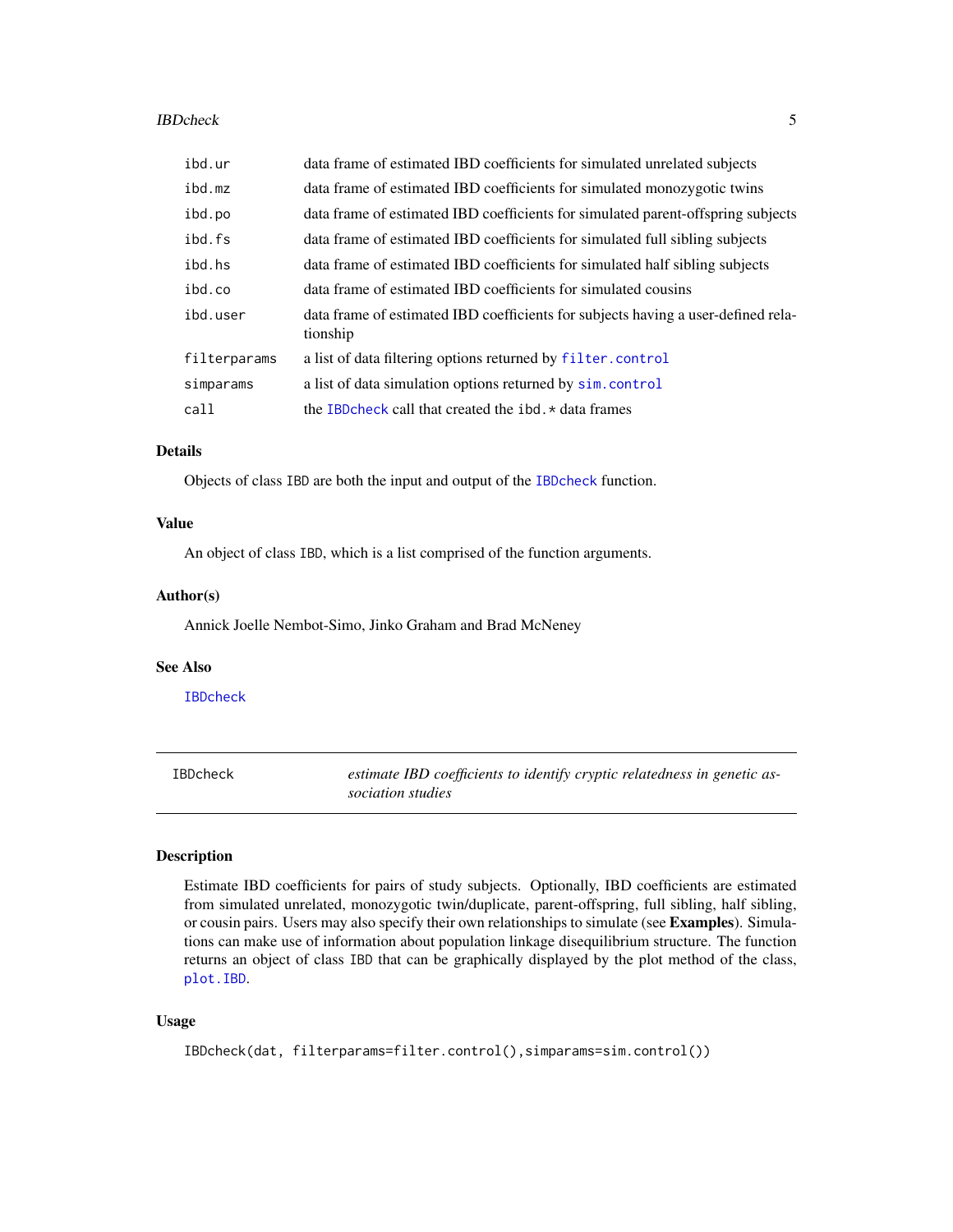| | |
|---|---|
| ibd.ur | data frame of estimated IBD coefficients for simulated unrelated subjects |
| ibd.mz | data frame of estimated IBD coefficients for simulated monozygotic twins |
| ibd.po | data frame of estimated IBD coefficients for simulated parent-offspring subjects |
| ibd.fs | data frame of estimated IBD coefficients for simulated full sibling subjects |
| ibd.hs | data frame of estimated IBD coefficients for simulated half sibling subjects |
| ibd.co | data frame of estimated IBD coefficients for simulated cousins |
| ibd.user | data frame of estimated IBD coefficients for subjects having a user-defined relationship |
| filterparams | a list of data filtering options returned by filter.control |
| simparams | a list of data simulation options returned by sim.control |
| call | the IBDcheck call that created the ibd.* data frames |

### Details

Objects of class IBD are both the input and output of the IBDcheck function.

### Value

An object of class IBD, which is a list comprised of the function arguments.

### Author(s)

Annick Joelle Nembot-Simo, Jinko Graham and Brad McNeney

### See Also

IBDcheck

---

## IBDcheck *estimate IBD coefficients to identify cryptic relatedness in genetic association studies*

---

### Description

Estimate IBD coefficients for pairs of study subjects. Optionally, IBD coefficients are estimated from simulated unrelated, monozygotic twin/duplicate, parent-offspring, full sibling, half sibling, or cousin pairs. Users may also specify their own relationships to simulate (see **Examples**). Simulations can make use of information about population linkage disequilibrium structure. The function returns an object of class IBD that can be graphically displayed by the plot method of the class, plot.IBD.

### Usage

```
IBDcheck(dat, filterparams=filter.control(),simparams=sim.control())
```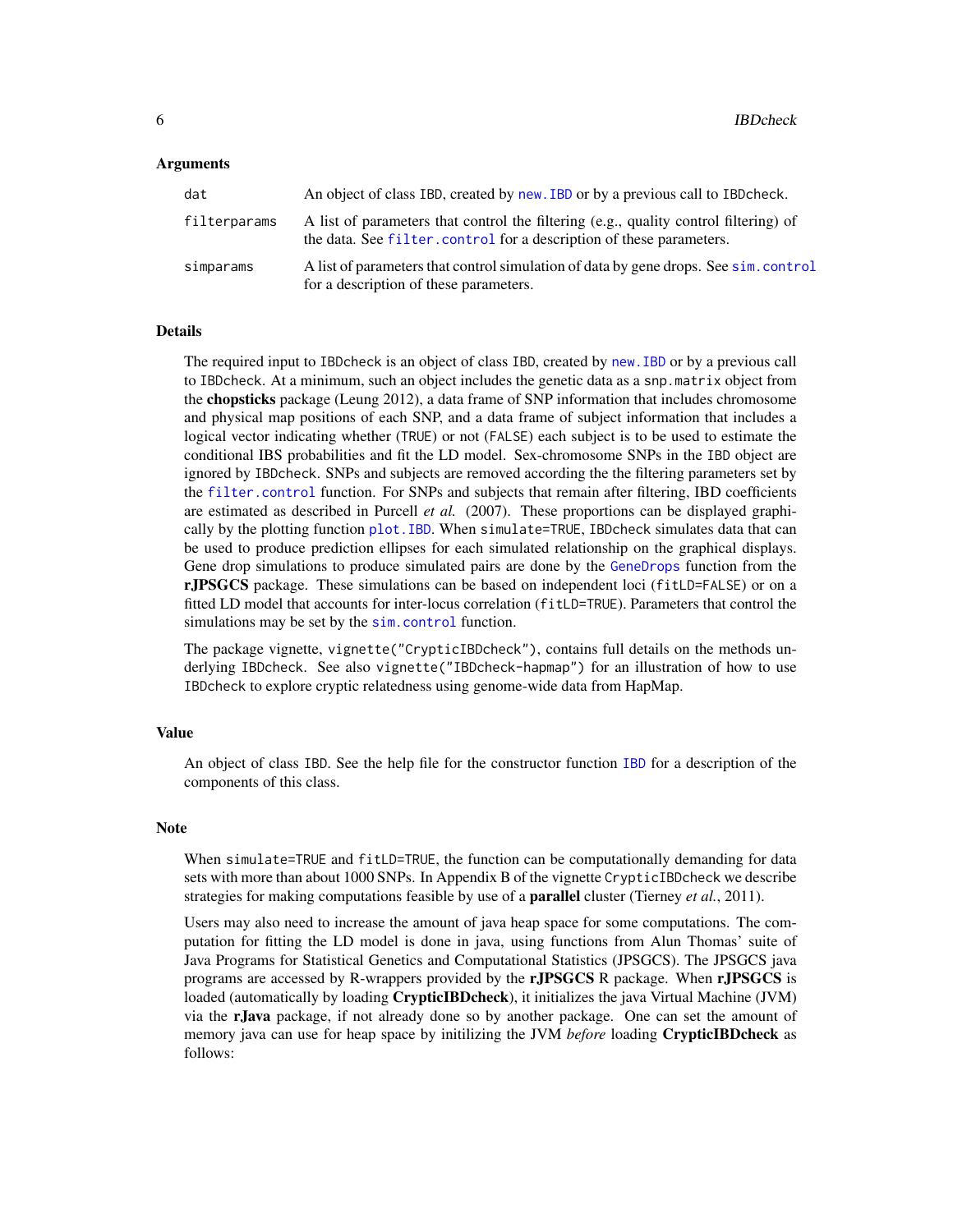### Arguments

| | |
|---|---|
| `dat` | An object of class IBD, created by `new.IBD` or by a previous call to IBDcheck. |
| `filterparams` | A list of parameters that control the filtering (e.g., quality control filtering) of the data. See `filter.control` for a description of these parameters. |
| `simparams` | A list of parameters that control simulation of data by gene drops. See `sim.control` for a description of these parameters. |

### Details

The required input to IBDcheck is an object of class IBD, created by `new.IBD` or by a previous call to IBDcheck. At a minimum, such an object includes the genetic data as a `snp.matrix` object from the **chopsticks** package (Leung 2012), a data frame of SNP information that includes chromosome and physical map positions of each SNP, and a data frame of subject information that includes a logical vector indicating whether (TRUE) or not (FALSE) each subject is to be used to estimate the conditional IBS probabilities and fit the LD model. Sex-chromosome SNPs in the IBD object are ignored by IBDcheck. SNPs and subjects are removed according the the filtering parameters set by the `filter.control` function. For SNPs and subjects that remain after filtering, IBD coefficients are estimated as described in Purcell *et al.* (2007). These proportions can be displayed graphically by the plotting function `plot.IBD`. When `simulate=TRUE`, IBDcheck simulates data that can be used to produce prediction ellipses for each simulated relationship on the graphical displays. Gene drop simulations to produce simulated pairs are done by the `GeneDrops` function from the **rJPSGCS** package. These simulations can be based on independent loci (`fitLD=FALSE`) or on a fitted LD model that accounts for inter-locus correlation (`fitLD=TRUE`). Parameters that control the simulations may be set by the `sim.control` function.

The package vignette, `vignette("CrypticIBDcheck")`, contains full details on the methods underlying IBDcheck. See also `vignette("IBDcheck-hapmap")` for an illustration of how to use IBDcheck to explore cryptic relatedness using genome-wide data from HapMap.

### Value

An object of class IBD. See the help file for the constructor function `IBD` for a description of the components of this class.

### Note

When `simulate=TRUE` and `fitLD=TRUE`, the function can be computationally demanding for data sets with more than about 1000 SNPs. In Appendix B of the vignette CrypticIBDcheck we describe strategies for making computations feasible by use of a **parallel** cluster (Tierney *et al.*, 2011).

Users may also need to increase the amount of java heap space for some computations. The computation for fitting the LD model is done in java, using functions from Alun Thomas' suite of Java Programs for Statistical Genetics and Computational Statistics (JPSGCS). The JPSGCS java programs are accessed by R-wrappers provided by the **rJPSGCS** R package. When **rJPSGCS** is loaded (automatically by loading **CrypticIBDcheck**), it initializes the java Virtual Machine (JVM) via the **rJava** package, if not already done so by another package. One can set the amount of memory java can use for heap space by initilizing the JVM *before* loading **CrypticIBDcheck** as follows: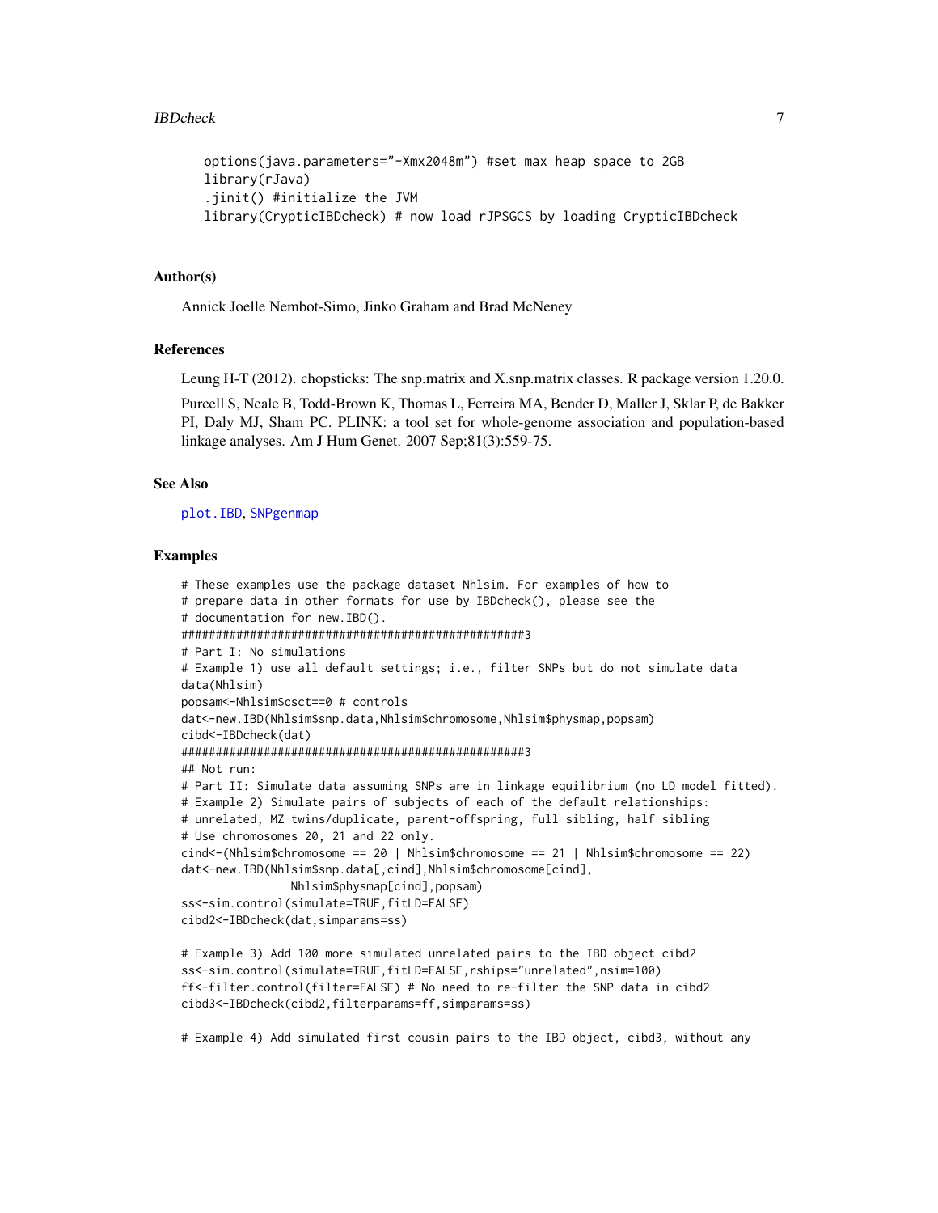```
options(java.parameters="-Xmx2048m") #set max heap space to 2GB
library(rJava)
.jinit() #initialize the JVM
library(CrypticIBDcheck) # now load rJPSGCS by loading CrypticIBDcheck
```

### Author(s)

Annick Joelle Nembot-Simo, Jinko Graham and Brad McNeney

### References

Leung H-T (2012). chopsticks: The snp.matrix and X.snp.matrix classes. R package version 1.20.0.

Purcell S, Neale B, Todd-Brown K, Thomas L, Ferreira MA, Bender D, Maller J, Sklar P, de Bakker PI, Daly MJ, Sham PC. PLINK: a tool set for whole-genome association and population-based linkage analyses. Am J Hum Genet. 2007 Sep;81(3):559-75.

### See Also

plot.IBD, SNPgenmap

### Examples

```
# These examples use the package dataset Nhlsim. For examples of how to
# prepare data in other formats for use by IBDcheck(), please see the
# documentation for new.IBD().
###################################################3
# Part I: No simulations
# Example 1) use all default settings; i.e., filter SNPs but do not simulate data
data(Nhlsim)
popsam<-Nhlsim$csct==0 # controls
dat<-new.IBD(Nhlsim$snp.data,Nhlsim$chromosome,Nhlsim$physmap,popsam)
cibd<-IBDcheck(dat)
###################################################3
## Not run:
# Part II: Simulate data assuming SNPs are in linkage equilibrium (no LD model fitted).
# Example 2) Simulate pairs of subjects of each of the default relationships:
# unrelated, MZ twins/duplicate, parent-offspring, full sibling, half sibling
# Use chromosomes 20, 21 and 22 only.
cind<-(Nhlsim$chromosome == 20 | Nhlsim$chromosome == 21 | Nhlsim$chromosome == 22)
dat<-new.IBD(Nhlsim$snp.data[,cind],Nhlsim$chromosome[cind],
             Nhlsim$physmap[cind],popsam)
ss<-sim.control(simulate=TRUE,fitLD=FALSE)
cibd2<-IBDcheck(dat,simparams=ss)

# Example 3) Add 100 more simulated unrelated pairs to the IBD object cibd2
ss<-sim.control(simulate=TRUE,fitLD=FALSE,rships="unrelated",nsim=100)
ff<-filter.control(filter=FALSE) # No need to re-filter the SNP data in cibd2
cibd3<-IBDcheck(cibd2,filterparams=ff,simparams=ss)

# Example 4) Add simulated first cousin pairs to the IBD object, cibd3, without any
```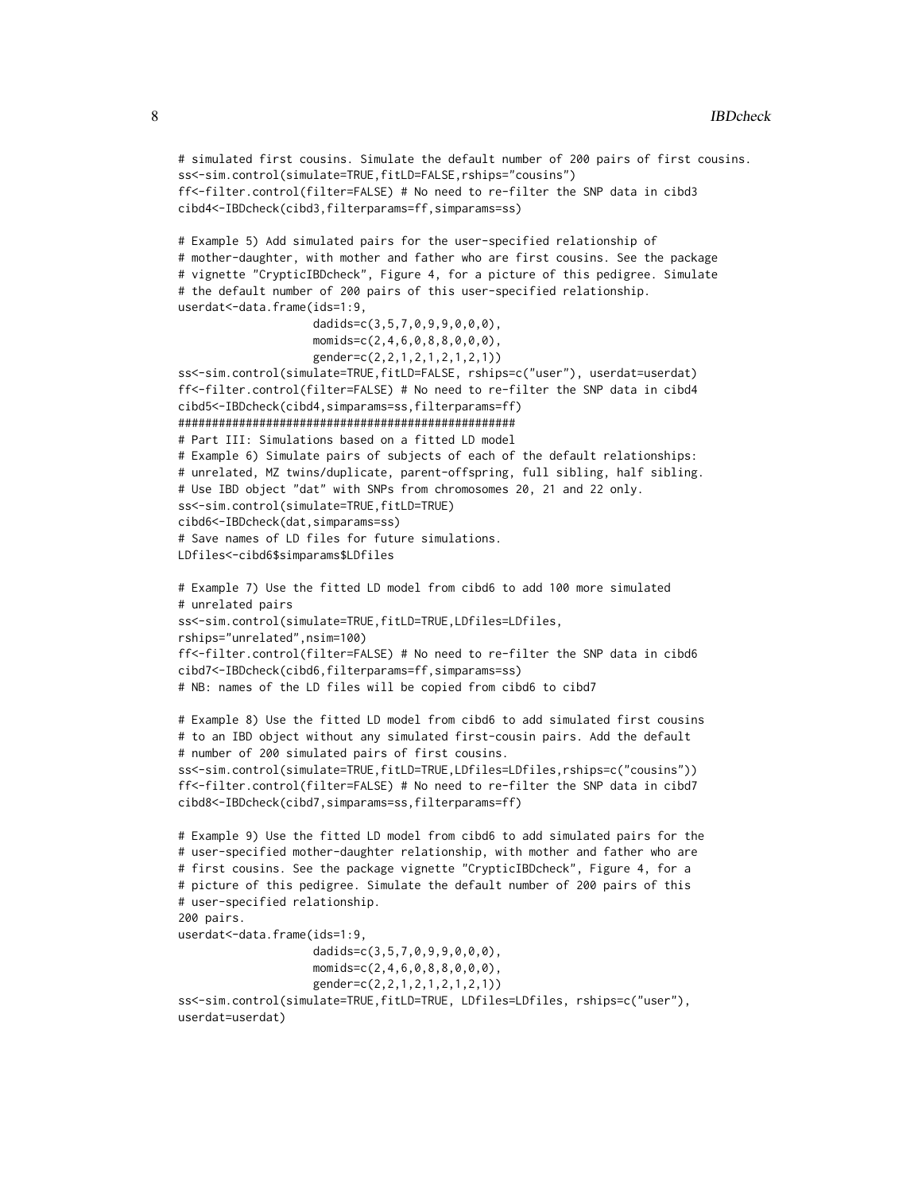```
# simulated first cousins. Simulate the default number of 200 pairs of first cousins.
ss<-sim.control(simulate=TRUE,fitLD=FALSE,rships="cousins")
ff<-filter.control(filter=FALSE) # No need to re-filter the SNP data in cibd3
cibd4<-IBDcheck(cibd3,filterparams=ff,simparams=ss)

# Example 5) Add simulated pairs for the user-specified relationship of
# mother-daughter, with mother and father who are first cousins. See the package
# vignette "CrypticIBDcheck", Figure 4, for a picture of this pedigree. Simulate
# the default number of 200 pairs of this user-specified relationship.
userdat<-data.frame(ids=1:9,
                    dadids=c(3,5,7,0,9,9,0,0,0),
                    momids=c(2,4,6,0,8,8,0,0,0),
                    gender=c(2,2,1,2,1,2,1,2,1))
ss<-sim.control(simulate=TRUE,fitLD=FALSE, rships=c("user"), userdat=userdat)
ff<-filter.control(filter=FALSE) # No need to re-filter the SNP data in cibd4
cibd5<-IBDcheck(cibd4,simparams=ss,filterparams=ff)
###################################################
# Part III: Simulations based on a fitted LD model
# Example 6) Simulate pairs of subjects of each of the default relationships:
# unrelated, MZ twins/duplicate, parent-offspring, full sibling, half sibling.
# Use IBD object "dat" with SNPs from chromosomes 20, 21 and 22 only.
ss<-sim.control(simulate=TRUE,fitLD=TRUE)
cibd6<-IBDcheck(dat,simparams=ss)
# Save names of LD files for future simulations.
LDfiles<-cibd6$simparams$LDfiles

# Example 7) Use the fitted LD model from cibd6 to add 100 more simulated
# unrelated pairs
ss<-sim.control(simulate=TRUE,fitLD=TRUE,LDfiles=LDfiles,
rships="unrelated",nsim=100)
ff<-filter.control(filter=FALSE) # No need to re-filter the SNP data in cibd6
cibd7<-IBDcheck(cibd6,filterparams=ff,simparams=ss)
# NB: names of the LD files will be copied from cibd6 to cibd7

# Example 8) Use the fitted LD model from cibd6 to add simulated first cousins
# to an IBD object without any simulated first-cousin pairs. Add the default
# number of 200 simulated pairs of first cousins.
ss<-sim.control(simulate=TRUE,fitLD=TRUE,LDfiles=LDfiles,rships=c("cousins"))
ff<-filter.control(filter=FALSE) # No need to re-filter the SNP data in cibd7
cibd8<-IBDcheck(cibd7,simparams=ss,filterparams=ff)

# Example 9) Use the fitted LD model from cibd6 to add simulated pairs for the
# user-specified mother-daughter relationship, with mother and father who are
# first cousins. See the package vignette "CrypticIBDcheck", Figure 4, for a
# picture of this pedigree. Simulate the default number of 200 pairs of this
# user-specified relationship.
200 pairs.
userdat<-data.frame(ids=1:9,
                    dadids=c(3,5,7,0,9,9,0,0,0),
                    momids=c(2,4,6,0,8,8,0,0,0),
                    gender=c(2,2,1,2,1,2,1,2,1))
ss<-sim.control(simulate=TRUE,fitLD=TRUE, LDfiles=LDfiles, rships=c("user"),
userdat=userdat)
```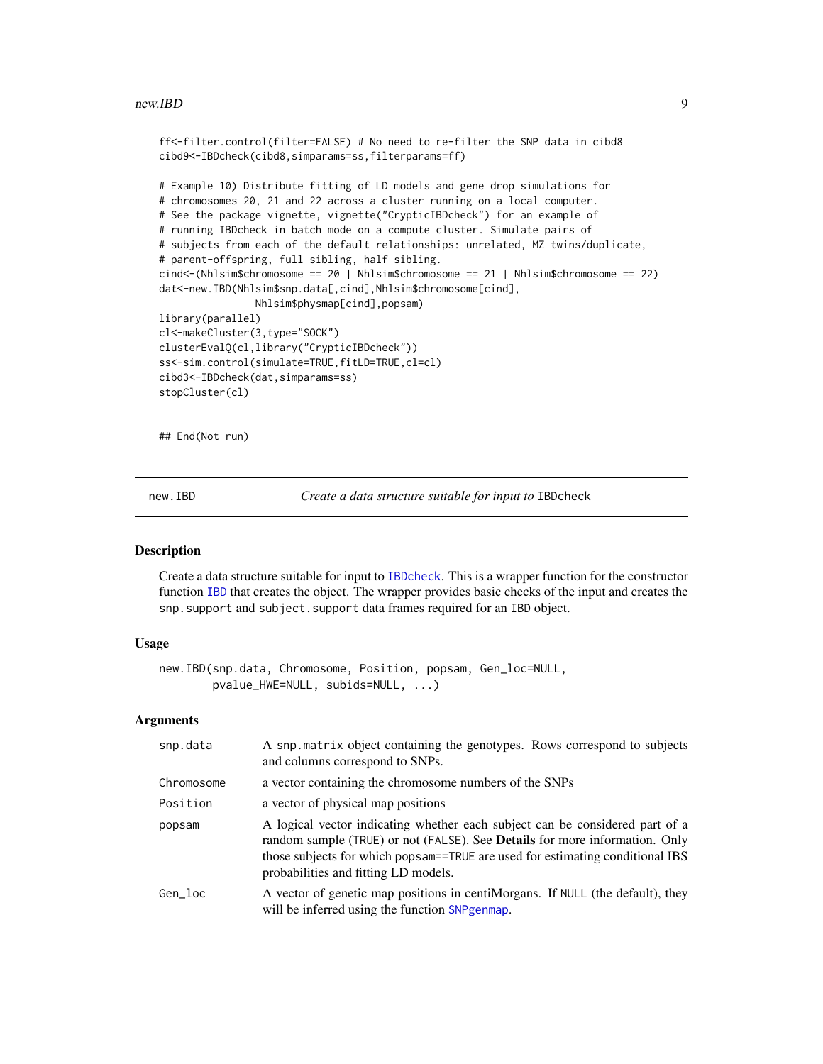```
ff<-filter.control(filter=FALSE) # No need to re-filter the SNP data in cibd8
cibd9<-IBDcheck(cibd8,simparams=ss,filterparams=ff)

# Example 10) Distribute fitting of LD models and gene drop simulations for
# chromosomes 20, 21 and 22 across a cluster running on a local computer.
# See the package vignette, vignette("CrypticIBDcheck") for an example of
# running IBDcheck in batch mode on a compute cluster. Simulate pairs of
# subjects from each of the default relationships: unrelated, MZ twins/duplicate,
# parent-offspring, full sibling, half sibling.
cind<-(Nhlsim$chromosome == 20 | Nhlsim$chromosome == 21 | Nhlsim$chromosome == 22)
dat<-new.IBD(Nhlsim$snp.data[,cind],Nhlsim$chromosome[cind],
             Nhlsim$physmap[cind],popsam)
library(parallel)
cl<-makeCluster(3,type="SOCK")
clusterEvalQ(cl,library("CrypticIBDcheck"))
ss<-sim.control(simulate=TRUE,fitLD=TRUE,cl=cl)
cibd3<-IBDcheck(dat,simparams=ss)
stopCluster(cl)


## End(Not run)
```

---

## new.IBD — *Create a data structure suitable for input to* IBDcheck

### Description

Create a data structure suitable for input to IBDcheck. This is a wrapper function for the constructor function IBD that creates the object. The wrapper provides basic checks of the input and creates the `snp.support` and `subject.support` data frames required for an IBD object.

### Usage

```
new.IBD(snp.data, Chromosome, Position, popsam, Gen_loc=NULL,
        pvalue_HWE=NULL, subids=NULL, ...)
```

### Arguments

| | |
|---|---|
| `snp.data` | A `snp.matrix` object containing the genotypes. Rows correspond to subjects and columns correspond to SNPs. |
| `Chromosome` | a vector containing the chromosome numbers of the SNPs |
| `Position` | a vector of physical map positions |
| `popsam` | A logical vector indicating whether each subject can be considered part of a random sample (`TRUE`) or not (`FALSE`). See **Details** for more information. Only those subjects for which `popsam==TRUE` are used for estimating conditional IBS probabilities and fitting LD models. |
| `Gen_loc` | A vector of genetic map positions in centiMorgans. If `NULL` (the default), they will be inferred using the function SNPgenmap. |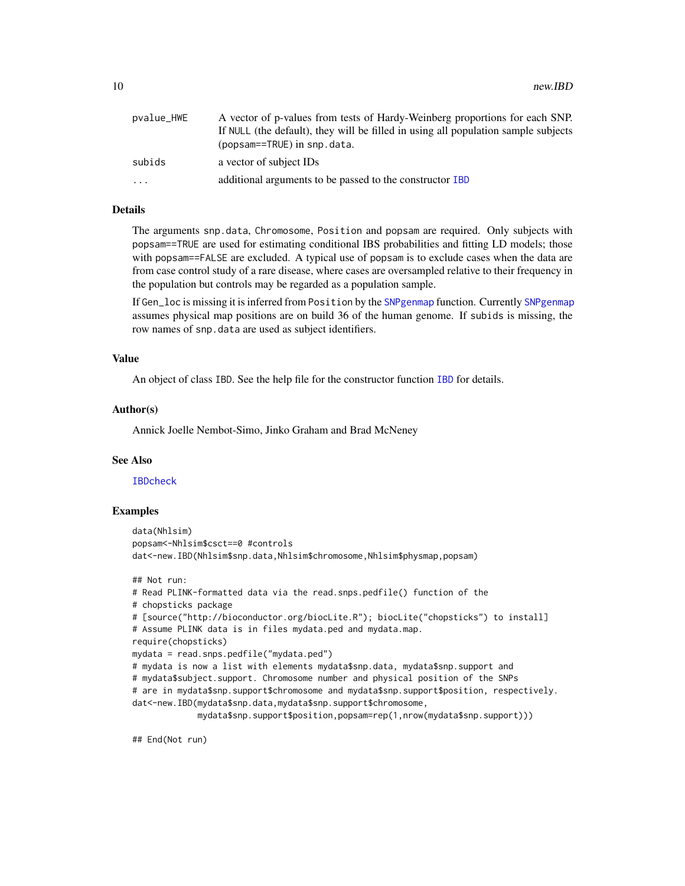| | |
|---|---|
| pvalue_HWE | A vector of p-values from tests of Hardy-Weinberg proportions for each SNP. If NULL (the default), they will be filled in using all population sample subjects (popsam==TRUE) in snp.data. |
| subids | a vector of subject IDs |
| ... | additional arguments to be passed to the constructor IBD |

### Details

The arguments snp.data, Chromosome, Position and popsam are required. Only subjects with popsam==TRUE are used for estimating conditional IBS probabilities and fitting LD models; those with popsam==FALSE are excluded. A typical use of popsam is to exclude cases when the data are from case control study of a rare disease, where cases are oversampled relative to their frequency in the population but controls may be regarded as a population sample.

If Gen_loc is missing it is inferred from Position by the SNPgenmap function. Currently SNPgenmap assumes physical map positions are on build 36 of the human genome. If subids is missing, the row names of snp.data are used as subject identifiers.

### Value

An object of class IBD. See the help file for the constructor function IBD for details.

### Author(s)

Annick Joelle Nembot-Simo, Jinko Graham and Brad McNeney

### See Also

IBDcheck

### Examples

```
data(Nhlsim)
popsam<-Nhlsim$csct==0 #controls
dat<-new.IBD(Nhlsim$snp.data,Nhlsim$chromosome,Nhlsim$physmap,popsam)

## Not run:
# Read PLINK-formatted data via the read.snps.pedfile() function of the
# chopsticks package
# [source("http://bioconductor.org/biocLite.R"); biocLite("chopsticks") to install]
# Assume PLINK data is in files mydata.ped and mydata.map.
require(chopsticks)
mydata = read.snps.pedfile("mydata.ped")
# mydata is now a list with elements mydata$snp.data, mydata$snp.support and
# mydata$subject.support. Chromosome number and physical position of the SNPs
# are in mydata$snp.support$chromosome and mydata$snp.support$position, respectively.
dat<-new.IBD(mydata$snp.data,mydata$snp.support$chromosome,
             mydata$snp.support$position,popsam=rep(1,nrow(mydata$snp.support)))

## End(Not run)
```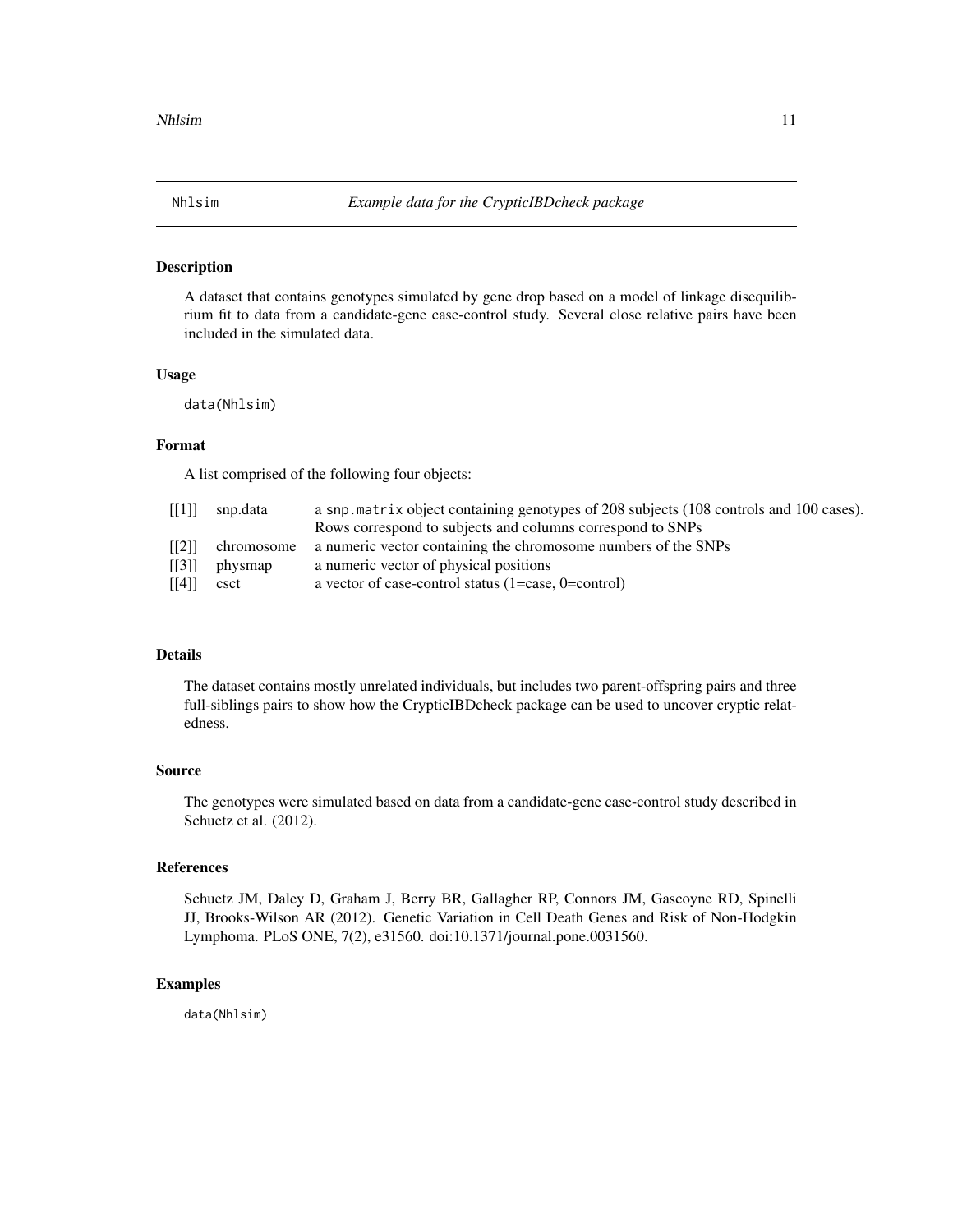## Nhlsim &nbsp;&nbsp;&nbsp; *Example data for the CrypticIBDcheck package*

### Description

A dataset that contains genotypes simulated by gene drop based on a model of linkage disequilibrium fit to data from a candidate-gene case-control study. Several close relative pairs have been included in the simulated data.

### Usage

```
data(Nhlsim)
```

### Format

A list comprised of the following four objects:

| | | |
|---|---|---|
| [[1]] | snp.data | a `snp.matrix` object containing genotypes of 208 subjects (108 controls and 100 cases). Rows correspond to subjects and columns correspond to SNPs |
| [[2]] | chromosome | a numeric vector containing the chromosome numbers of the SNPs |
| [[3]] | physmap | a numeric vector of physical positions |
| [[4]] | csct | a vector of case-control status (1=case, 0=control) |

### Details

The dataset contains mostly unrelated individuals, but includes two parent-offspring pairs and three full-siblings pairs to show how the CrypticIBDcheck package can be used to uncover cryptic relatedness.

### Source

The genotypes were simulated based on data from a candidate-gene case-control study described in Schuetz et al. (2012).

### References

Schuetz JM, Daley D, Graham J, Berry BR, Gallagher RP, Connors JM, Gascoyne RD, Spinelli JJ, Brooks-Wilson AR (2012). Genetic Variation in Cell Death Genes and Risk of Non-Hodgkin Lymphoma. PLoS ONE, 7(2), e31560. doi:10.1371/journal.pone.0031560.

### Examples

```
data(Nhlsim)
```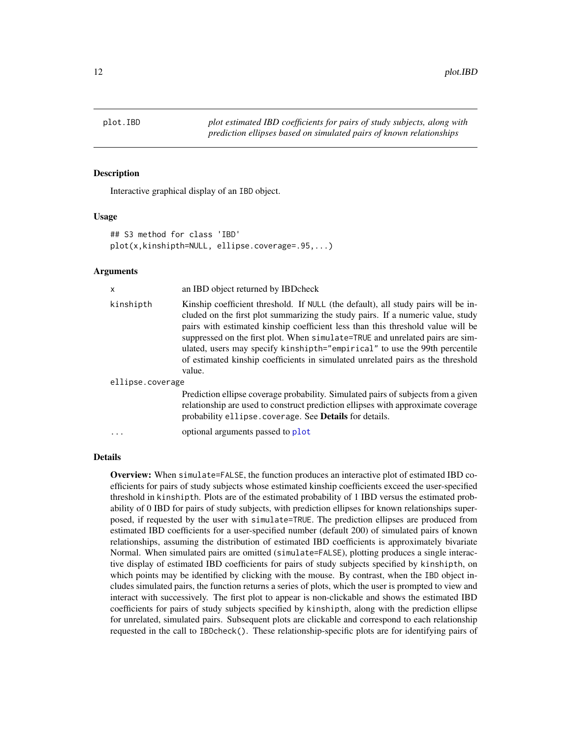## plot.IBD

*plot estimated IBD coefficients for pairs of study subjects, along with prediction ellipses based on simulated pairs of known relationships*

### Description

Interactive graphical display of an IBD object.

### Usage

```
## S3 method for class 'IBD'
plot(x,kinshipth=NULL, ellipse.coverage=.95,...)
```

### Arguments

| | |
|---|---|
| `x` | an IBD object returned by IBDcheck |
| `kinshipth` | Kinship coefficient threshold. If `NULL` (the default), all study pairs will be included on the first plot summarizing the study pairs. If a numeric value, study pairs with estimated kinship coefficient less than this threshold value will be suppressed on the first plot. When `simulate=TRUE` and unrelated pairs are simulated, users may specify `kinshipth="empirical"` to use the 99th percentile of estimated kinship coefficients in simulated unrelated pairs as the threshold value. |
| `ellipse.coverage` | Prediction ellipse coverage probability. Simulated pairs of subjects from a given relationship are used to construct prediction ellipses with approximate coverage probability `ellipse.coverage`. See **Details** for details. |
| `...` | optional arguments passed to `plot` |

### Details

**Overview:** When `simulate=FALSE`, the function produces an interactive plot of estimated IBD coefficients for pairs of study subjects whose estimated kinship coefficients exceed the user-specified threshold in `kinshipth`. Plots are of the estimated probability of 1 IBD versus the estimated probability of 0 IBD for pairs of study subjects, with prediction ellipses for known relationships superposed, if requested by the user with `simulate=TRUE`. The prediction ellipses are produced from estimated IBD coefficients for a user-specified number (default 200) of simulated pairs of known relationships, assuming the distribution of estimated IBD coefficients is approximately bivariate Normal. When simulated pairs are omitted (`simulate=FALSE`), plotting produces a single interactive display of estimated IBD coefficients for pairs of study subjects specified by `kinshipth`, on which points may be identified by clicking with the mouse. By contrast, when the `IBD` object includes simulated pairs, the function returns a series of plots, which the user is prompted to view and interact with successively. The first plot to appear is non-clickable and shows the estimated IBD coefficients for pairs of study subjects specified by `kinshipth`, along with the prediction ellipse for unrelated, simulated pairs. Subsequent plots are clickable and correspond to each relationship requested in the call to `IBDcheck()`. These relationship-specific plots are for identifying pairs of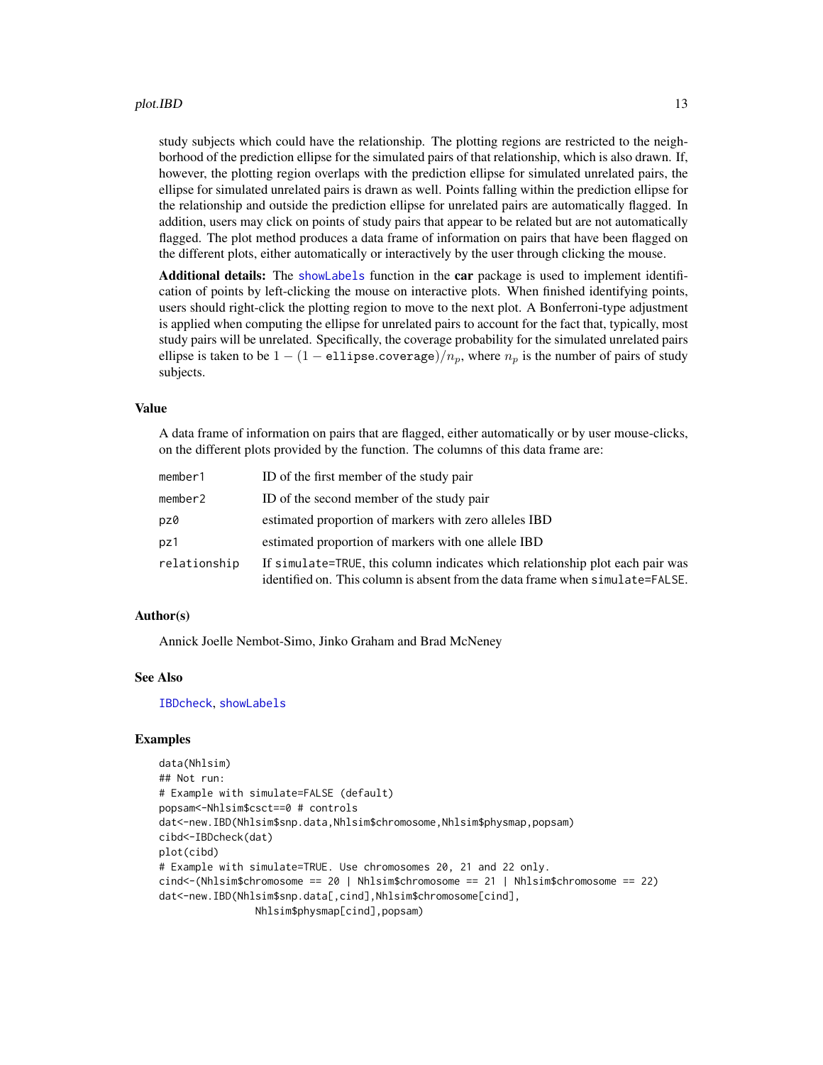study subjects which could have the relationship. The plotting regions are restricted to the neighborhood of the prediction ellipse for the simulated pairs of that relationship, which is also drawn. If, however, the plotting region overlaps with the prediction ellipse for simulated unrelated pairs, the ellipse for simulated unrelated pairs is drawn as well. Points falling within the prediction ellipse for the relationship and outside the prediction ellipse for unrelated pairs are automatically flagged. In addition, users may click on points of study pairs that appear to be related but are not automatically flagged. The plot method produces a data frame of information on pairs that have been flagged on the different plots, either automatically or interactively by the user through clicking the mouse.

**Additional details:** The `showLabels` function in the **car** package is used to implement identification of points by left-clicking the mouse on interactive plots. When finished identifying points, users should right-click the plotting region to move to the next plot. A Bonferroni-type adjustment is applied when computing the ellipse for unrelated pairs to account for the fact that, typically, most study pairs will be unrelated. Specifically, the coverage probability for the simulated unrelated pairs ellipse is taken to be $1 - (1 - \texttt{ellipse.coverage})/n_p$, where $n_p$ is the number of pairs of study subjects.

## Value

A data frame of information on pairs that are flagged, either automatically or by user mouse-clicks, on the different plots provided by the function. The columns of this data frame are:

| | |
|---|---|
| `member1` | ID of the first member of the study pair |
| `member2` | ID of the second member of the study pair |
| `pz0` | estimated proportion of markers with zero alleles IBD |
| `pz1` | estimated proportion of markers with one allele IBD |
| `relationship` | If `simulate=TRUE`, this column indicates which relationship plot each pair was identified on. This column is absent from the data frame when `simulate=FALSE`. |

## Author(s)

Annick Joelle Nembot-Simo, Jinko Graham and Brad McNeney

## See Also

`IBDcheck`, `showLabels`

## Examples

```
data(Nhlsim)
## Not run:
# Example with simulate=FALSE (default)
popsam<-Nhlsim$csct==0 # controls
dat<-new.IBD(Nhlsim$snp.data,Nhlsim$chromosome,Nhlsim$physmap,popsam)
cibd<-IBDcheck(dat)
plot(cibd)
# Example with simulate=TRUE. Use chromosomes 20, 21 and 22 only.
cind<-(Nhlsim$chromosome == 20 | Nhlsim$chromosome == 21 | Nhlsim$chromosome == 22)
dat<-new.IBD(Nhlsim$snp.data[,cind],Nhlsim$chromosome[cind],
               Nhlsim$physmap[cind],popsam)
```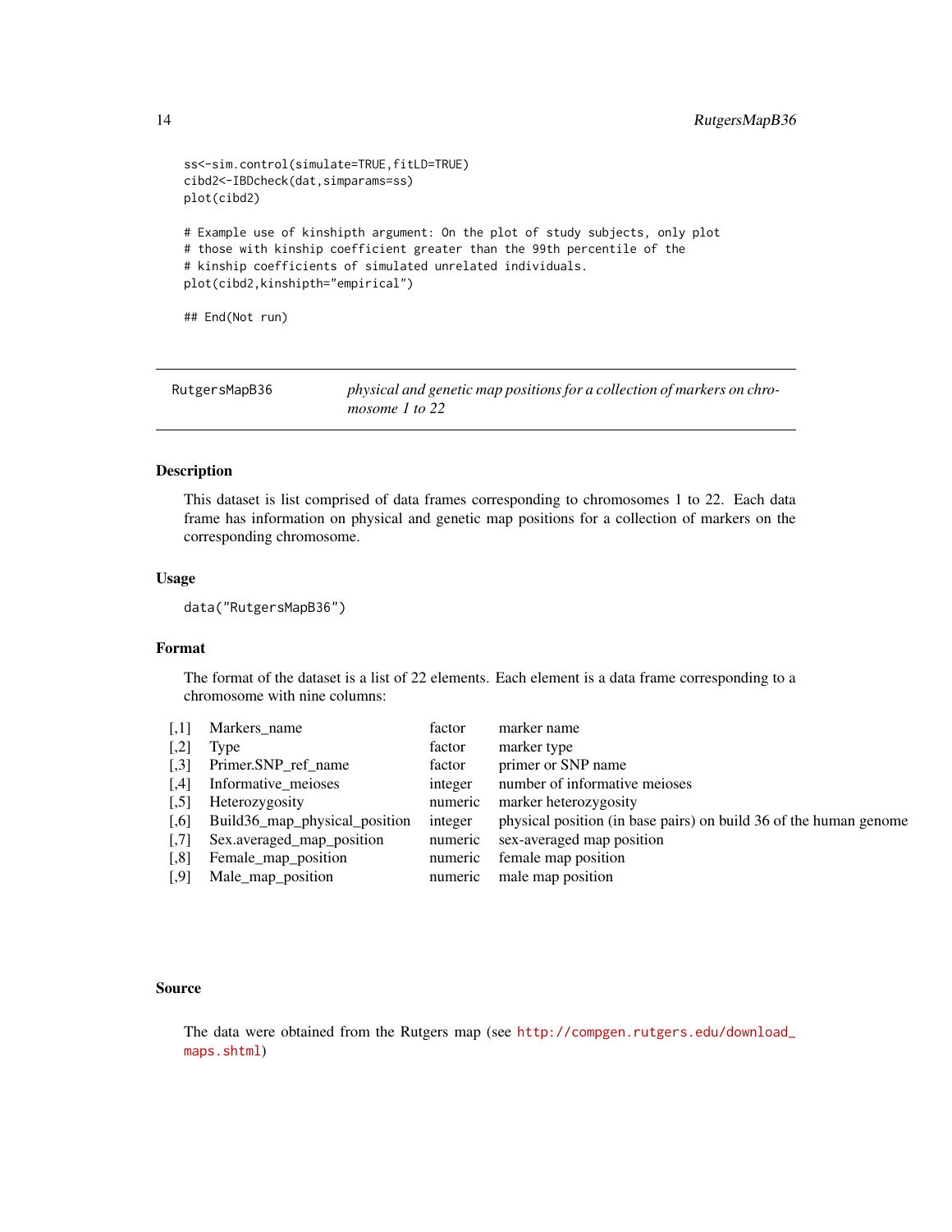```
ss<-sim.control(simulate=TRUE,fitLD=TRUE)
cibd2<-IBDcheck(dat,simparams=ss)
plot(cibd2)

# Example use of kinshipth argument: On the plot of study subjects, only plot
# those with kinship coefficient greater than the 99th percentile of the
# kinship coefficients of simulated unrelated individuals.
plot(cibd2,kinshipth="empirical")

## End(Not run)
```

---

`RutgersMapB36` *physical and genetic map positions for a collection of markers on chromosome 1 to 22*

---

### Description

This dataset is list comprised of data frames corresponding to chromosomes 1 to 22. Each data frame has information on physical and genetic map positions for a collection of markers on the corresponding chromosome.

### Usage

```
data("RutgersMapB36")
```

### Format

The format of the dataset is a list of 22 elements. Each element is a data frame corresponding to a chromosome with nine columns:

| | | | |
|---|---|---|---|
| [,1] | Markers_name | factor | marker name |
| [,2] | Type | factor | marker type |
| [,3] | Primer.SNP_ref_name | factor | primer or SNP name |
| [,4] | Informative_meioses | integer | number of informative meioses |
| [,5] | Heterozygosity | numeric | marker heterozygosity |
| [,6] | Build36_map_physical_position | integer | physical position (in base pairs) on build 36 of the human genome |
| [,7] | Sex.averaged_map_position | numeric | sex-averaged map position |
| [,8] | Female_map_position | numeric | female map position |
| [,9] | Male_map_position | numeric | male map position |

### Source

The data were obtained from the Rutgers map (see http://compgen.rutgers.edu/download_maps.shtml)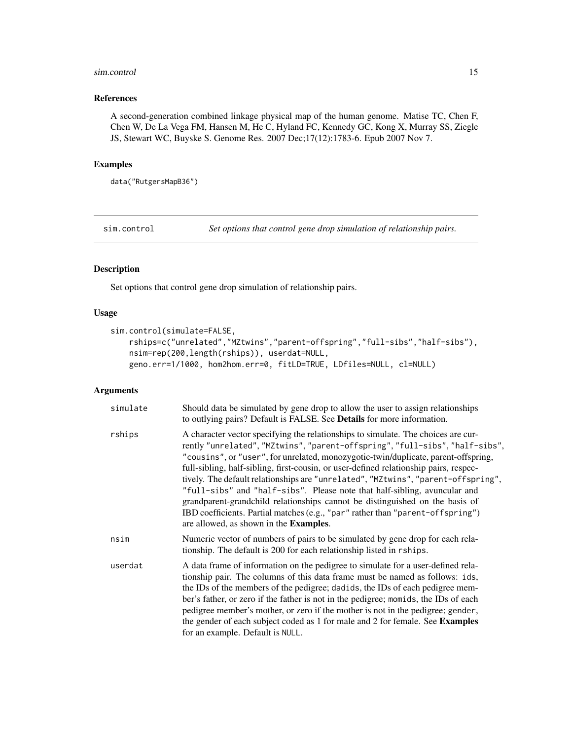### References

A second-generation combined linkage physical map of the human genome. Matise TC, Chen F, Chen W, De La Vega FM, Hansen M, He C, Hyland FC, Kennedy GC, Kong X, Murray SS, Ziegle JS, Stewart WC, Buyske S. Genome Res. 2007 Dec;17(12):1783-6. Epub 2007 Nov 7.

### Examples

```
data("RutgersMapB36")
```

---

## sim.control — *Set options that control gene drop simulation of relationship pairs.*

### Description

Set options that control gene drop simulation of relationship pairs.

### Usage

```
sim.control(simulate=FALSE,
    rships=c("unrelated","MZtwins","parent-offspring","full-sibs","half-sibs"),
    nsim=rep(200,length(rships)), userdat=NULL,
    geno.err=1/1000, hom2hom.err=0, fitLD=TRUE, LDfiles=NULL, cl=NULL)
```

### Arguments

| | |
|---|---|
| `simulate` | Should data be simulated by gene drop to allow the user to assign relationships to outlying pairs? Default is FALSE. See **Details** for more information. |
| `rships` | A character vector specifying the relationships to simulate. The choices are currently `"unrelated"`, `"MZtwins"`, `"parent-offspring"`, `"full-sibs"`, `"half-sibs"`, `"cousins"`, or `"user"`, for unrelated, monozygotic-twin/duplicate, parent-offspring, full-sibling, half-sibling, first-cousin, or user-defined relationship pairs, respectively. The default relationships are `"unrelated"`, `"MZtwins"`, `"parent-offspring"`, `"full-sibs"` and `"half-sibs"`. Please note that half-sibling, avuncular and grandparent-grandchild relationships cannot be distinguished on the basis of IBD coefficients. Partial matches (e.g., `"par"` rather than `"parent-offspring"`) are allowed, as shown in the **Examples**. |
| `nsim` | Numeric vector of numbers of pairs to be simulated by gene drop for each relationship. The default is 200 for each relationship listed in `rships`. |
| `userdat` | A data frame of information on the pedigree to simulate for a user-defined relationship pair. The columns of this data frame must be named as follows: `ids`, the IDs of the members of the pedigree; `dadids`, the IDs of each pedigree member's father, or zero if the father is not in the pedigree; `momids`, the IDs of each pedigree member's mother, or zero if the mother is not in the pedigree; `gender`, the gender of each subject coded as 1 for male and 2 for female. See **Examples** for an example. Default is `NULL`. |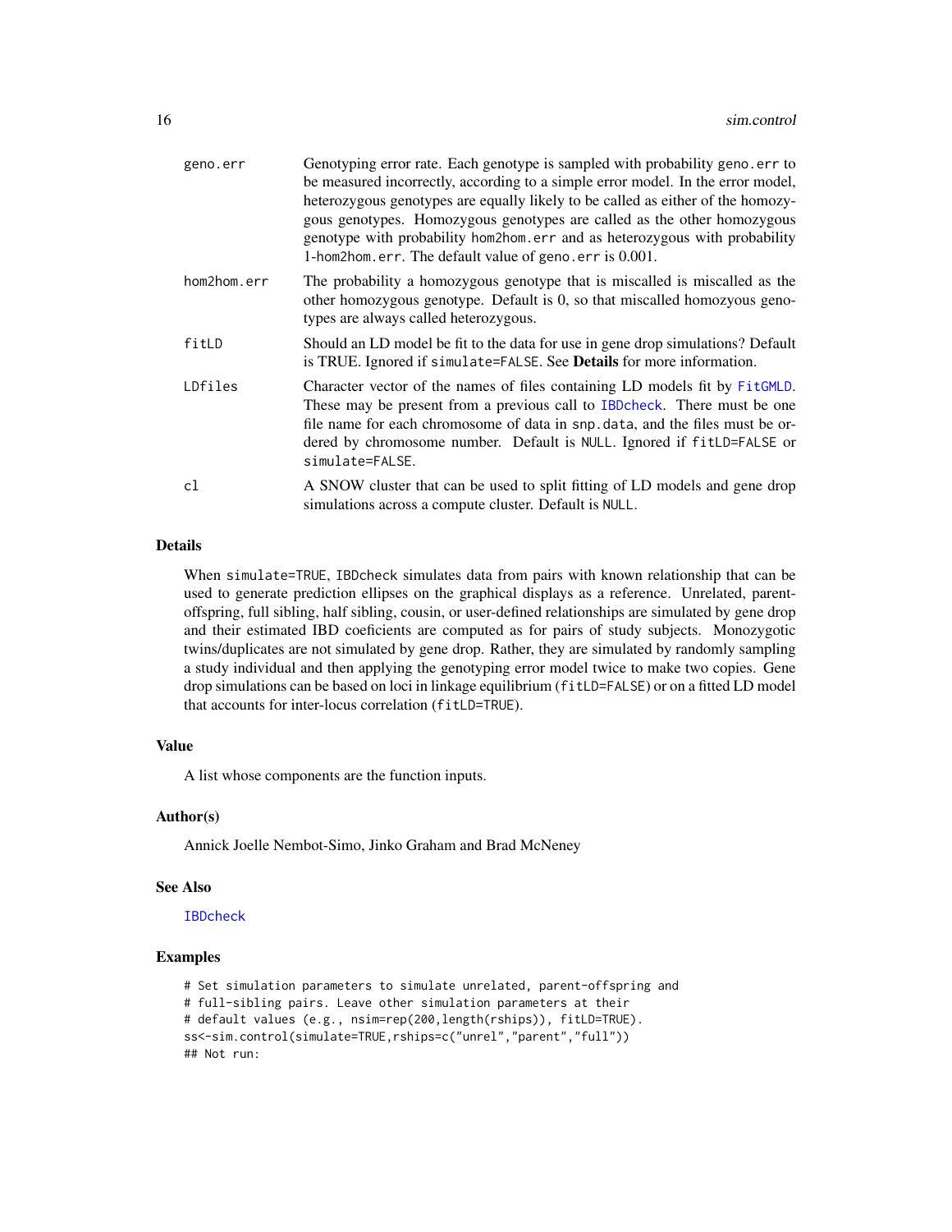| | |
|---|---|
| geno.err | Genotyping error rate. Each genotype is sampled with probability geno.err to be measured incorrectly, according to a simple error model. In the error model, heterozygous genotypes are equally likely to be called as either of the homozygous genotypes. Homozygous genotypes are called as the other homozygous genotype with probability hom2hom.err and as heterozygous with probability 1-hom2hom.err. The default value of geno.err is 0.001. |
| hom2hom.err | The probability a homozygous genotype that is miscalled is miscalled as the other homozygous genotype. Default is 0, so that miscalled homozyous genotypes are always called heterozygous. |
| fitLD | Should an LD model be fit to the data for use in gene drop simulations? Default is TRUE. Ignored if simulate=FALSE. See **Details** for more information. |
| LDfiles | Character vector of the names of files containing LD models fit by FitGMLD. These may be present from a previous call to IBDcheck. There must be one file name for each chromosome of data in snp.data, and the files must be ordered by chromosome number. Default is NULL. Ignored if fitLD=FALSE or simulate=FALSE. |
| cl | A SNOW cluster that can be used to split fitting of LD models and gene drop simulations across a compute cluster. Default is NULL. |

## Details

When simulate=TRUE, IBDcheck simulates data from pairs with known relationship that can be used to generate prediction ellipses on the graphical displays as a reference. Unrelated, parent-offspring, full sibling, half sibling, cousin, or user-defined relationships are simulated by gene drop and their estimated IBD coeficients are computed as for pairs of study subjects. Monozygotic twins/duplicates are not simulated by gene drop. Rather, they are simulated by randomly sampling a study individual and then applying the genotyping error model twice to make two copies. Gene drop simulations can be based on loci in linkage equilibrium (fitLD=FALSE) or on a fitted LD model that accounts for inter-locus correlation (fitLD=TRUE).

## Value

A list whose components are the function inputs.

## Author(s)

Annick Joelle Nembot-Simo, Jinko Graham and Brad McNeney

## See Also

IBDcheck

## Examples

```
# Set simulation parameters to simulate unrelated, parent-offspring and
# full-sibling pairs. Leave other simulation parameters at their
# default values (e.g., nsim=rep(200,length(rships)), fitLD=TRUE).
ss<-sim.control(simulate=TRUE,rships=c("unrel","parent","full"))
## Not run:
```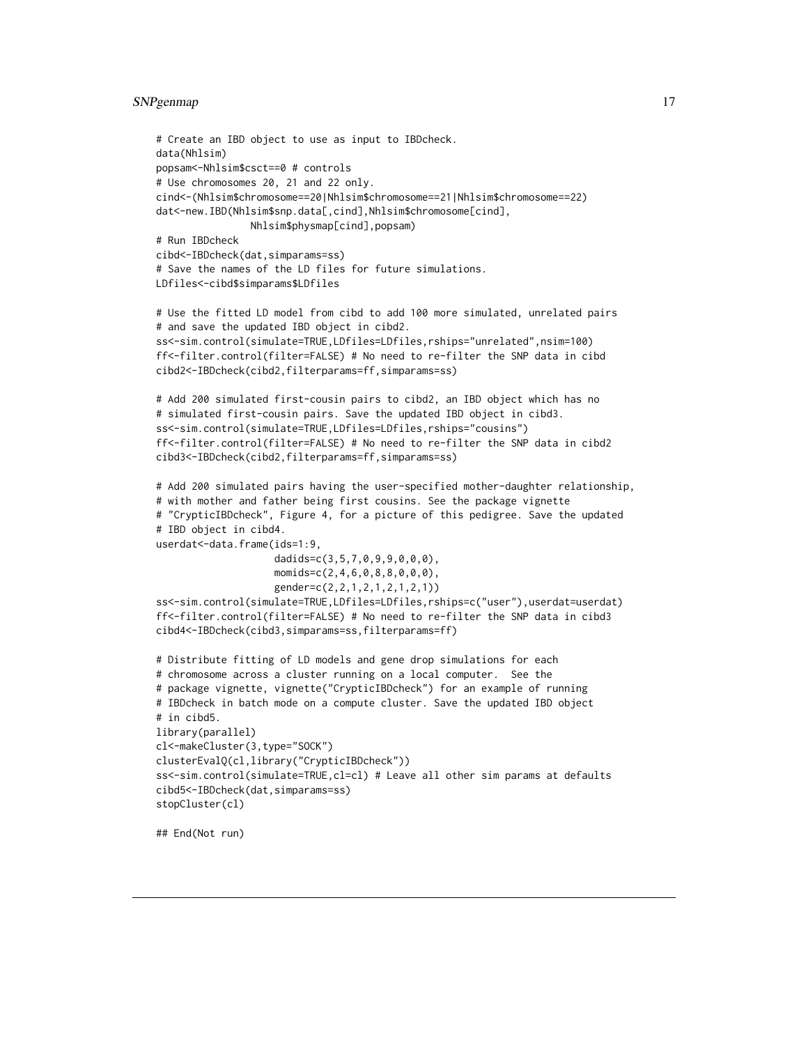```
# Create an IBD object to use as input to IBDcheck.
data(Nhlsim)
popsam<-Nhlsim$csct==0 # controls
# Use chromosomes 20, 21 and 22 only.
cind<-(Nhlsim$chromosome==20|Nhlsim$chromosome==21|Nhlsim$chromosome==22)
dat<-new.IBD(Nhlsim$snp.data[,cind],Nhlsim$chromosome[cind],
             Nhlsim$physmap[cind],popsam)
# Run IBDcheck
cibd<-IBDcheck(dat,simparams=ss)
# Save the names of the LD files for future simulations.
LDfiles<-cibd$simparams$LDfiles

# Use the fitted LD model from cibd to add 100 more simulated, unrelated pairs
# and save the updated IBD object in cibd2.
ss<-sim.control(simulate=TRUE,LDfiles=LDfiles,rships="unrelated",nsim=100)
ff<-filter.control(filter=FALSE) # No need to re-filter the SNP data in cibd
cibd2<-IBDcheck(cibd2,filterparams=ff,simparams=ss)

# Add 200 simulated first-cousin pairs to cibd2, an IBD object which has no
# simulated first-cousin pairs. Save the updated IBD object in cibd3.
ss<-sim.control(simulate=TRUE,LDfiles=LDfiles,rships="cousins")
ff<-filter.control(filter=FALSE) # No need to re-filter the SNP data in cibd2
cibd3<-IBDcheck(cibd2,filterparams=ff,simparams=ss)

# Add 200 simulated pairs having the user-specified mother-daughter relationship,
# with mother and father being first cousins. See the package vignette
# "CrypticIBDcheck", Figure 4, for a picture of this pedigree. Save the updated
# IBD object in cibd4.
userdat<-data.frame(ids=1:9,
                    dadids=c(3,5,7,0,9,9,0,0,0),
                    momids=c(2,4,6,0,8,8,0,0,0),
                    gender=c(2,2,1,2,1,2,1,2,1))
ss<-sim.control(simulate=TRUE,LDfiles=LDfiles,rships=c("user"),userdat=userdat)
ff<-filter.control(filter=FALSE) # No need to re-filter the SNP data in cibd3
cibd4<-IBDcheck(cibd3,simparams=ss,filterparams=ff)

# Distribute fitting of LD models and gene drop simulations for each
# chromosome across a cluster running on a local computer.  See the
# package vignette, vignette("CrypticIBDcheck") for an example of running
# IBDcheck in batch mode on a compute cluster. Save the updated IBD object
# in cibd5.
library(parallel)
cl<-makeCluster(3,type="SOCK")
clusterEvalQ(cl,library("CrypticIBDcheck"))
ss<-sim.control(simulate=TRUE,cl=cl) # Leave all other sim params at defaults
cibd5<-IBDcheck(dat,simparams=ss)
stopCluster(cl)

## End(Not run)
```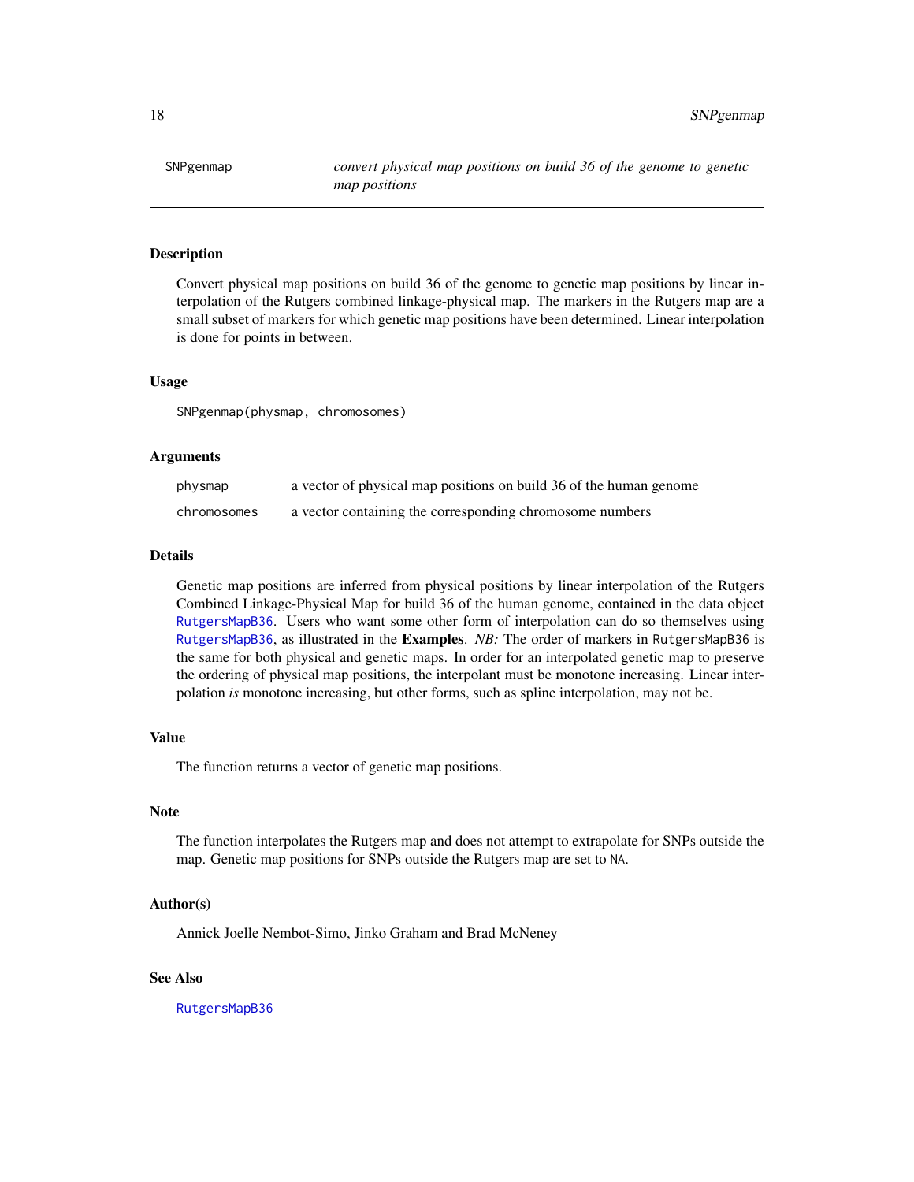SNPgenmap    *convert physical map positions on build 36 of the genome to genetic map positions*

---

### Description

Convert physical map positions on build 36 of the genome to genetic map positions by linear interpolation of the Rutgers combined linkage-physical map. The markers in the Rutgers map are a small subset of markers for which genetic map positions have been determined. Linear interpolation is done for points in between.

### Usage

```
SNPgenmap(physmap, chromosomes)
```

### Arguments

| | |
|---|---|
| physmap | a vector of physical map positions on build 36 of the human genome |
| chromosomes | a vector containing the corresponding chromosome numbers |

### Details

Genetic map positions are inferred from physical positions by linear interpolation of the Rutgers Combined Linkage-Physical Map for build 36 of the human genome, contained in the data object `RutgersMapB36`. Users who want some other form of interpolation can do so themselves using `RutgersMapB36`, as illustrated in the **Examples**. *NB:* The order of markers in `RutgersMapB36` is the same for both physical and genetic maps. In order for an interpolated genetic map to preserve the ordering of physical map positions, the interpolant must be monotone increasing. Linear interpolation *is* monotone increasing, but other forms, such as spline interpolation, may not be.

### Value

The function returns a vector of genetic map positions.

### Note

The function interpolates the Rutgers map and does not attempt to extrapolate for SNPs outside the map. Genetic map positions for SNPs outside the Rutgers map are set to `NA`.

### Author(s)

Annick Joelle Nembot-Simo, Jinko Graham and Brad McNeney

### See Also

`RutgersMapB36`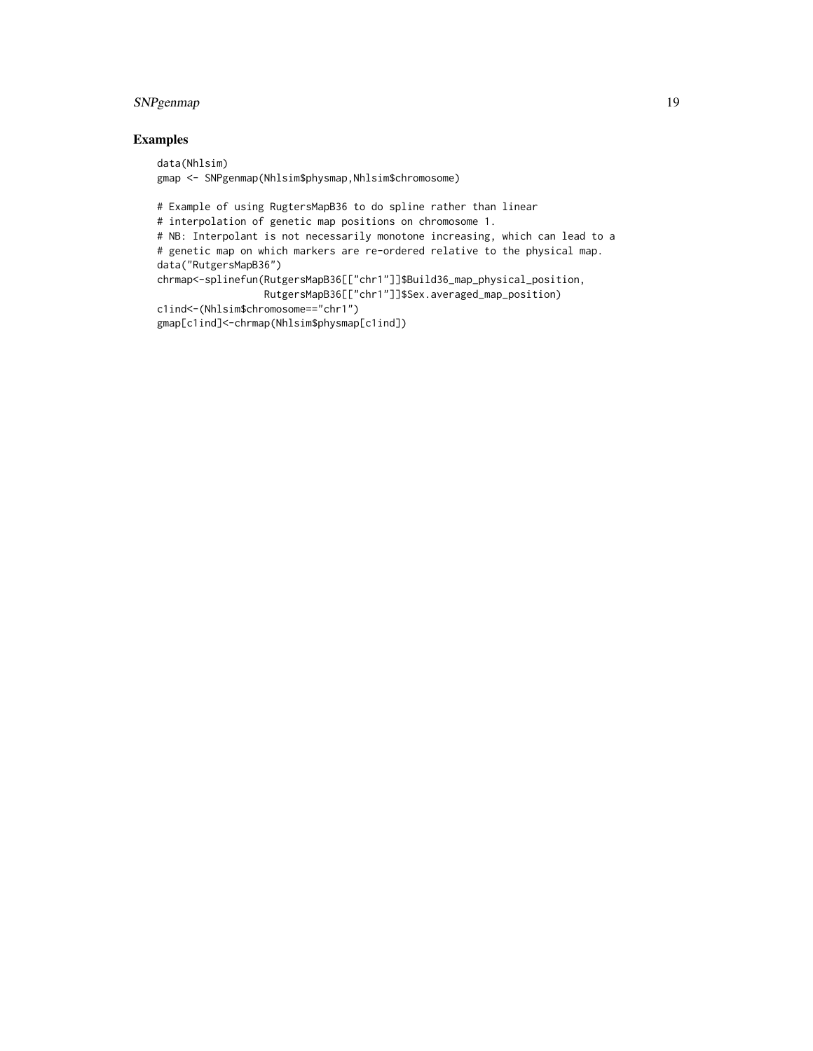## Examples

```
data(Nhlsim)
gmap <- SNPgenmap(Nhlsim$physmap,Nhlsim$chromosome)

# Example of using RugtersMapB36 to do spline rather than linear
# interpolation of genetic map positions on chromosome 1.
# NB: Interpolant is not necessarily monotone increasing, which can lead to a
# genetic map on which markers are re-ordered relative to the physical map.
data("RutgersMapB36")
chrmap<-splinefun(RutgersMapB36[["chr1"]]$Build36_map_physical_position,
                  RutgersMapB36[["chr1"]]$Sex.averaged_map_position)
c1ind<-(Nhlsim$chromosome=="chr1")
gmap[c1ind]<-chrmap(Nhlsim$physmap[c1ind])
```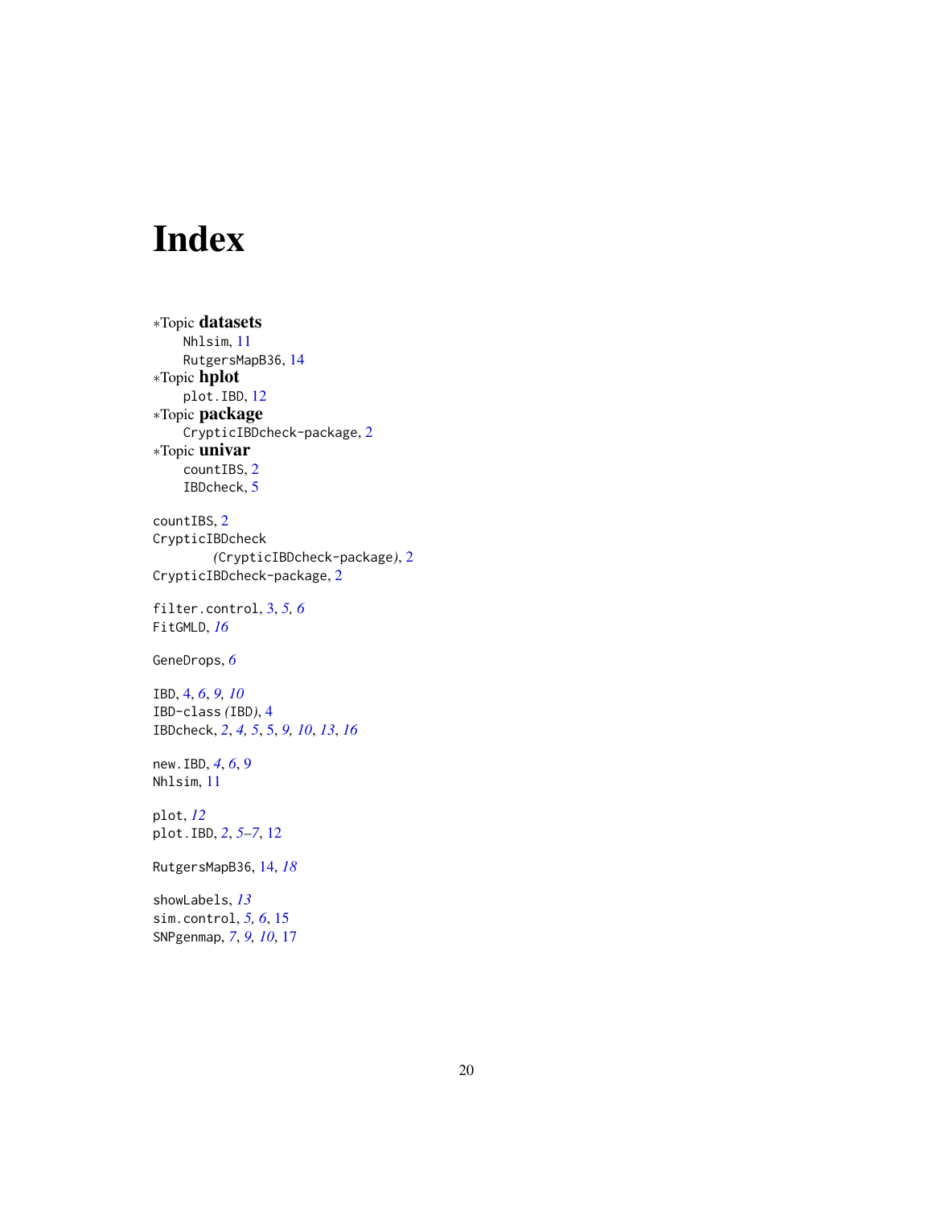# Index

*Topic **datasets**
- Nhlsim, 11
- RutgersMapB36, 14

*Topic **hplot**
- plot.IBD, 12

*Topic **package**
- CrypticIBDcheck-package, 2

*Topic **univar**
- countIBS, 2
- IBDcheck, 5

countIBS, 2
CrypticIBDcheck
    (CrypticIBDcheck-package), 2
CrypticIBDcheck-package, 2

filter.control, 3, *5, 6*
FitGMLD, *16*

GeneDrops, *6*

IBD, 4, *6*, *9, 10*
IBD-class (IBD), 4
IBDcheck, *2*, *4, 5*, 5, *9, 10*, *13*, *16*

new.IBD, *4*, *6*, 9
Nhlsim, 11

plot, *12*
plot.IBD, *2*, *5–7*, 12

RutgersMapB36, 14, *18*

showLabels, *13*
sim.control, *5, 6*, 15
SNPgenmap, *7*, *9, 10*, 17